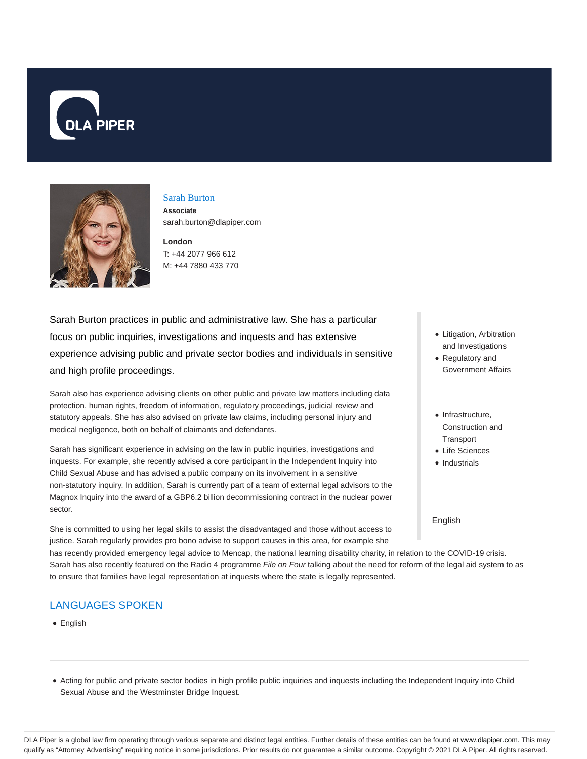# Sarah Burton

**Associate**

sarah.burton@dlapiper.com

**London**

T: +44 2077 966 612

M: +44 7880 433 770

Sarah Burton practices in public and administrative law. She has a particular focus on public inquiries, investigations and inquests and has extensive experience advising public and private sector bodies and individuals in sensitive and high profile proceedings.

Sarah also has experience advising clients on other public and private law matters including data protection, human rights, freedom of information, regulatory proceedings, judicial review and statutory appeals. She has also advised on private law claims, including personal injury and medical negligence, both on behalf of claimants and defendants.

Sarah has significant experience in advising on the law in public inquiries, investigations and inquests. For example, she recently advised a core participant in the Independent Inquiry into Child Sexual Abuse and has advised a public company on its involvement in a sensitive non-statutory inquiry. In addition, Sarah is currently part of a team of external legal advisors to the Magnox Inquiry into the award of a GBP6.2 billion decommissioning contract in the nuclear power sector.

She is committed to using her legal skills to assist the disadvantaged and those without access to justice. Sarah regularly provides pro bono advise to support causes in this area, for example she has recently provided emergency legal advice to Mencap, the national learning disability charity, in relation to the COVID-19 crisis. Sarah has also recently featured on the Radio 4 programme *File on Four* talking about the need for reform of the legal aid system to as to ensure that families have legal representation at inquests where the state is legally represented.

- Litigation, Arbitration and Investigations
- Regulatory and Government Affairs

- Infrastructure, Construction and Transport
- Life Sciences
- Industrials

English

## LANGUAGES SPOKEN

- English

---

- Acting for public and private sector bodies in high profile public inquiries and inquests including the Independent Inquiry into Child Sexual Abuse and the Westminster Bridge Inquest.

DLA Piper is a global law firm operating through various separate and distinct legal entities. Further details of these entities can be found at www.dlapiper.com. This may qualify as "Attorney Advertising" requiring notice in some jurisdictions. Prior results do not guarantee a similar outcome. Copyright © 2021 DLA Piper. All rights reserved.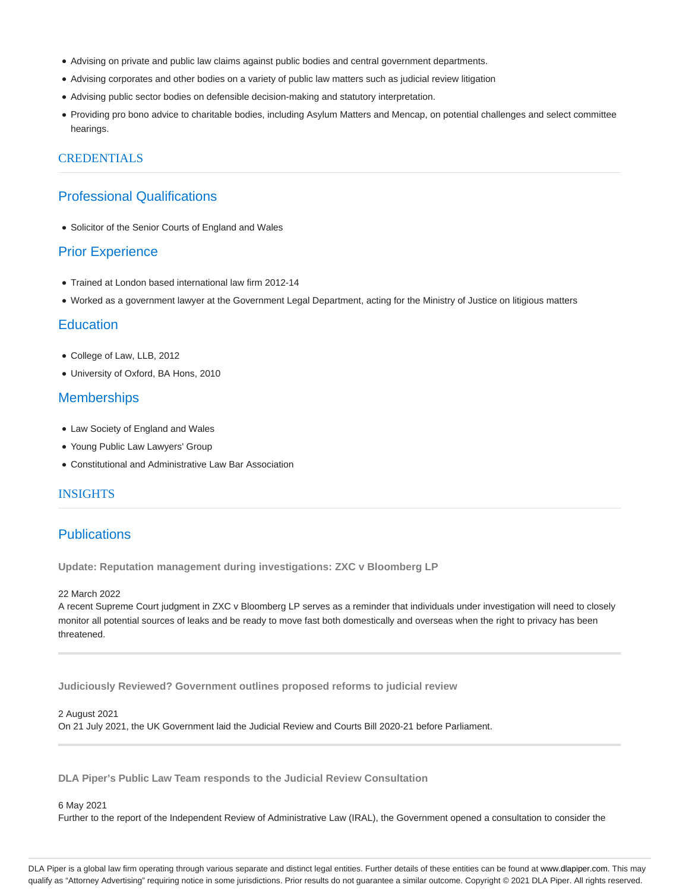- Advising on private and public law claims against public bodies and central government departments.
- Advising corporates and other bodies on a variety of public law matters such as judicial review litigation
- Advising public sector bodies on defensible decision-making and statutory interpretation.
- Providing pro bono advice to charitable bodies, including Asylum Matters and Mencap, on potential challenges and select committee hearings.

## CREDENTIALS

### Professional Qualifications

- Solicitor of the Senior Courts of England and Wales

### Prior Experience

- Trained at London based international law firm 2012-14
- Worked as a government lawyer at the Government Legal Department, acting for the Ministry of Justice on litigious matters

### Education

- College of Law, LLB, 2012
- University of Oxford, BA Hons, 2010

### Memberships

- Law Society of England and Wales
- Young Public Law Lawyers' Group
- Constitutional and Administrative Law Bar Association

## INSIGHTS

### Publications

**Update: Reputation management during investigations: ZXC v Bloomberg LP**

22 March 2022
A recent Supreme Court judgment in ZXC v Bloomberg LP serves as a reminder that individuals under investigation will need to closely monitor all potential sources of leaks and be ready to move fast both domestically and overseas when the right to privacy has been threatened.

---

**Judiciously Reviewed? Government outlines proposed reforms to judicial review**

2 August 2021
On 21 July 2021, the UK Government laid the Judicial Review and Courts Bill 2020-21 before Parliament.

---

**DLA Piper's Public Law Team responds to the Judicial Review Consultation**

6 May 2021
Further to the report of the Independent Review of Administrative Law (IRAL), the Government opened a consultation to consider the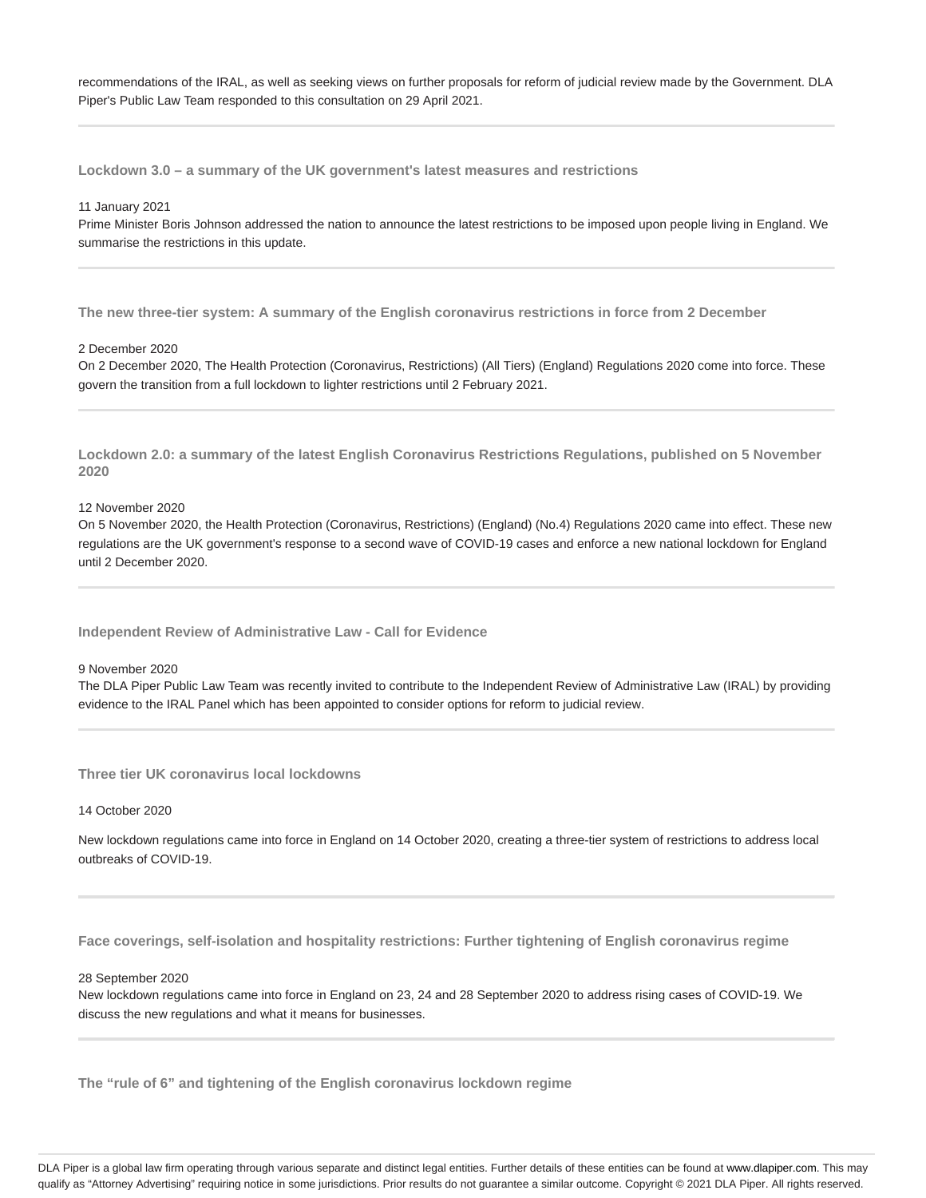recommendations of the IRAL, as well as seeking views on further proposals for reform of judicial review made by the Government. DLA Piper's Public Law Team responded to this consultation on 29 April 2021.

---

### Lockdown 3.0 – a summary of the UK government's latest measures and restrictions

11 January 2021

Prime Minister Boris Johnson addressed the nation to announce the latest restrictions to be imposed upon people living in England. We summarise the restrictions in this update.

---

### The new three-tier system: A summary of the English coronavirus restrictions in force from 2 December

2 December 2020

On 2 December 2020, The Health Protection (Coronavirus, Restrictions) (All Tiers) (England) Regulations 2020 come into force. These govern the transition from a full lockdown to lighter restrictions until 2 February 2021.

---

### Lockdown 2.0: a summary of the latest English Coronavirus Restrictions Regulations, published on 5 November 2020

12 November 2020

On 5 November 2020, the Health Protection (Coronavirus, Restrictions) (England) (No.4) Regulations 2020 came into effect. These new regulations are the UK government's response to a second wave of COVID-19 cases and enforce a new national lockdown for England until 2 December 2020.

---

### Independent Review of Administrative Law - Call for Evidence

9 November 2020

The DLA Piper Public Law Team was recently invited to contribute to the Independent Review of Administrative Law (IRAL) by providing evidence to the IRAL Panel which has been appointed to consider options for reform to judicial review.

---

### Three tier UK coronavirus local lockdowns

14 October 2020

New lockdown regulations came into force in England on 14 October 2020, creating a three-tier system of restrictions to address local outbreaks of COVID-19.

---

### Face coverings, self-isolation and hospitality restrictions: Further tightening of English coronavirus regime

28 September 2020

New lockdown regulations came into force in England on 23, 24 and 28 September 2020 to address rising cases of COVID-19. We discuss the new regulations and what it means for businesses.

---

### The "rule of 6" and tightening of the English coronavirus lockdown regime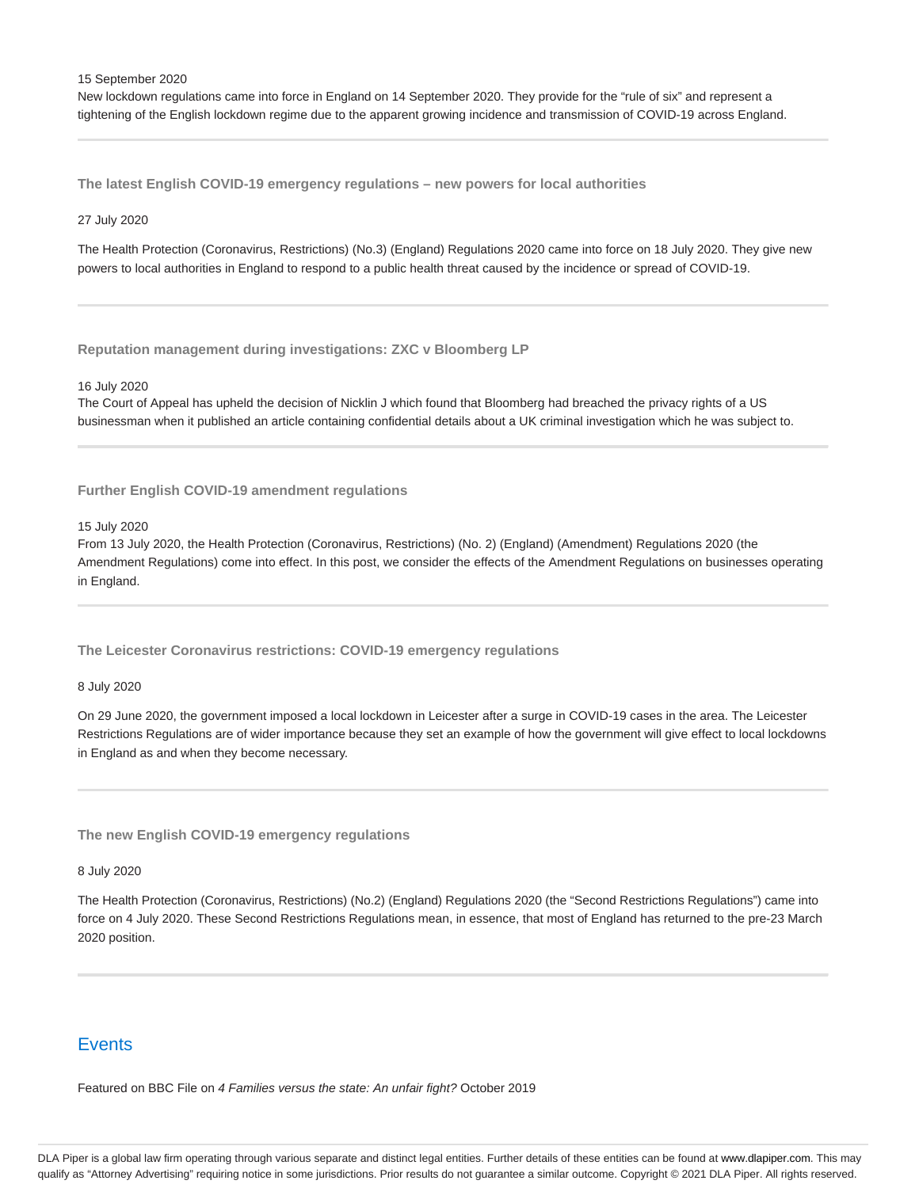15 September 2020

New lockdown regulations came into force in England on 14 September 2020. They provide for the "rule of six" and represent a tightening of the English lockdown regime due to the apparent growing incidence and transmission of COVID-19 across England.

---

### The latest English COVID-19 emergency regulations – new powers for local authorities

27 July 2020

The Health Protection (Coronavirus, Restrictions) (No.3) (England) Regulations 2020 came into force on 18 July 2020. They give new powers to local authorities in England to respond to a public health threat caused by the incidence or spread of COVID-19.

---

### Reputation management during investigations: ZXC v Bloomberg LP

16 July 2020

The Court of Appeal has upheld the decision of Nicklin J which found that Bloomberg had breached the privacy rights of a US businessman when it published an article containing confidential details about a UK criminal investigation which he was subject to.

---

### Further English COVID-19 amendment regulations

15 July 2020

From 13 July 2020, the Health Protection (Coronavirus, Restrictions) (No. 2) (England) (Amendment) Regulations 2020 (the Amendment Regulations) come into effect. In this post, we consider the effects of the Amendment Regulations on businesses operating in England.

---

### The Leicester Coronavirus restrictions: COVID-19 emergency regulations

8 July 2020

On 29 June 2020, the government imposed a local lockdown in Leicester after a surge in COVID-19 cases in the area. The Leicester Restrictions Regulations are of wider importance because they set an example of how the government will give effect to local lockdowns in England as and when they become necessary.

---

### The new English COVID-19 emergency regulations

8 July 2020

The Health Protection (Coronavirus, Restrictions) (No.2) (England) Regulations 2020 (the "Second Restrictions Regulations") came into force on 4 July 2020. These Second Restrictions Regulations mean, in essence, that most of England has returned to the pre-23 March 2020 position.

---

## Events

Featured on BBC File on *4 Families versus the state: An unfair fight?* October 2019

DLA Piper is a global law firm operating through various separate and distinct legal entities. Further details of these entities can be found at www.dlapiper.com. This may qualify as "Attorney Advertising" requiring notice in some jurisdictions. Prior results do not guarantee a similar outcome. Copyright © 2021 DLA Piper. All rights reserved.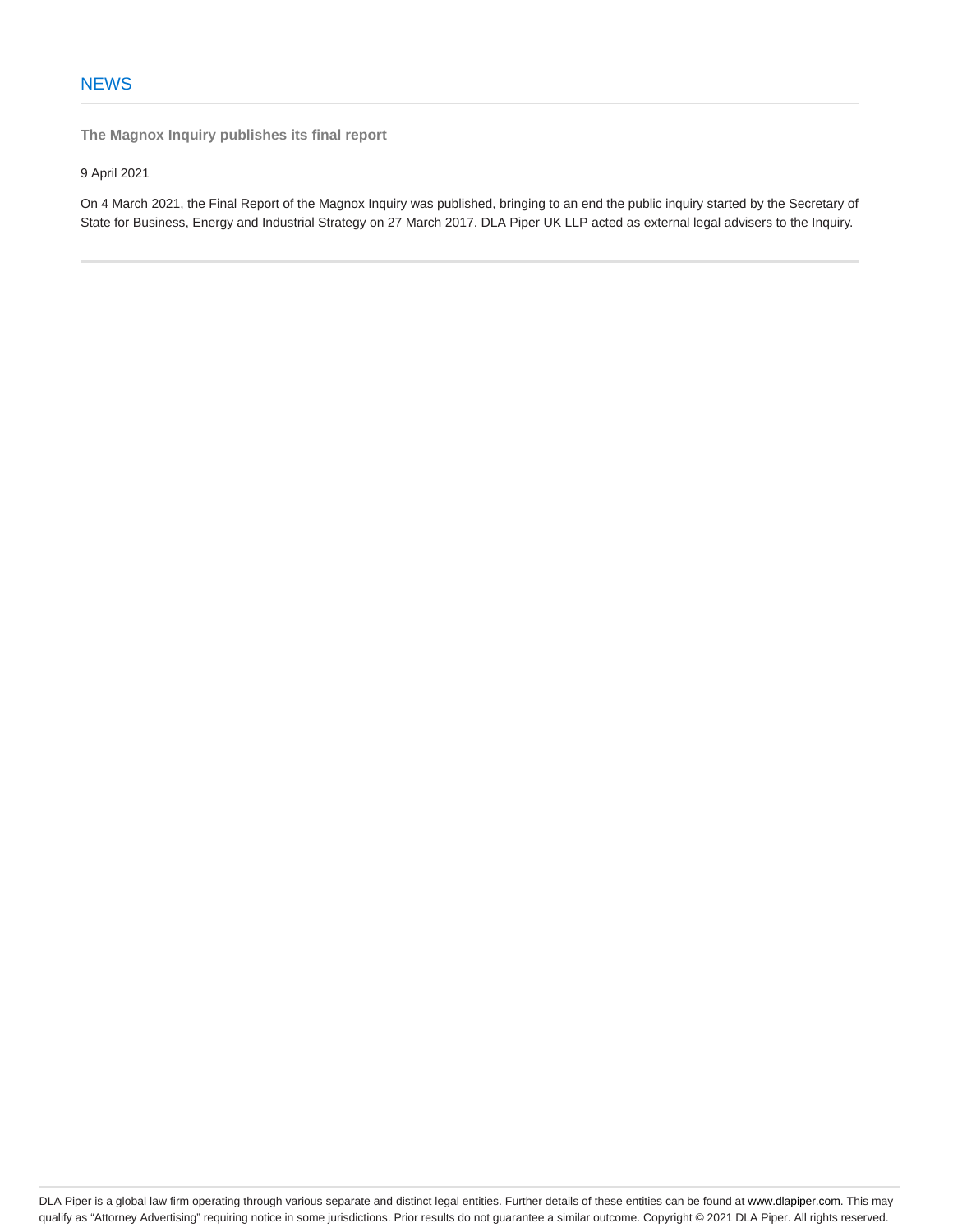## NEWS

**The Magnox Inquiry publishes its final report**

9 April 2021

On 4 March 2021, the Final Report of the Magnox Inquiry was published, bringing to an end the public inquiry started by the Secretary of State for Business, Energy and Industrial Strategy on 27 March 2017. DLA Piper UK LLP acted as external legal advisers to the Inquiry.

DLA Piper is a global law firm operating through various separate and distinct legal entities. Further details of these entities can be found at www.dlapiper.com. This may qualify as "Attorney Advertising" requiring notice in some jurisdictions. Prior results do not guarantee a similar outcome. Copyright © 2021 DLA Piper. All rights reserved.